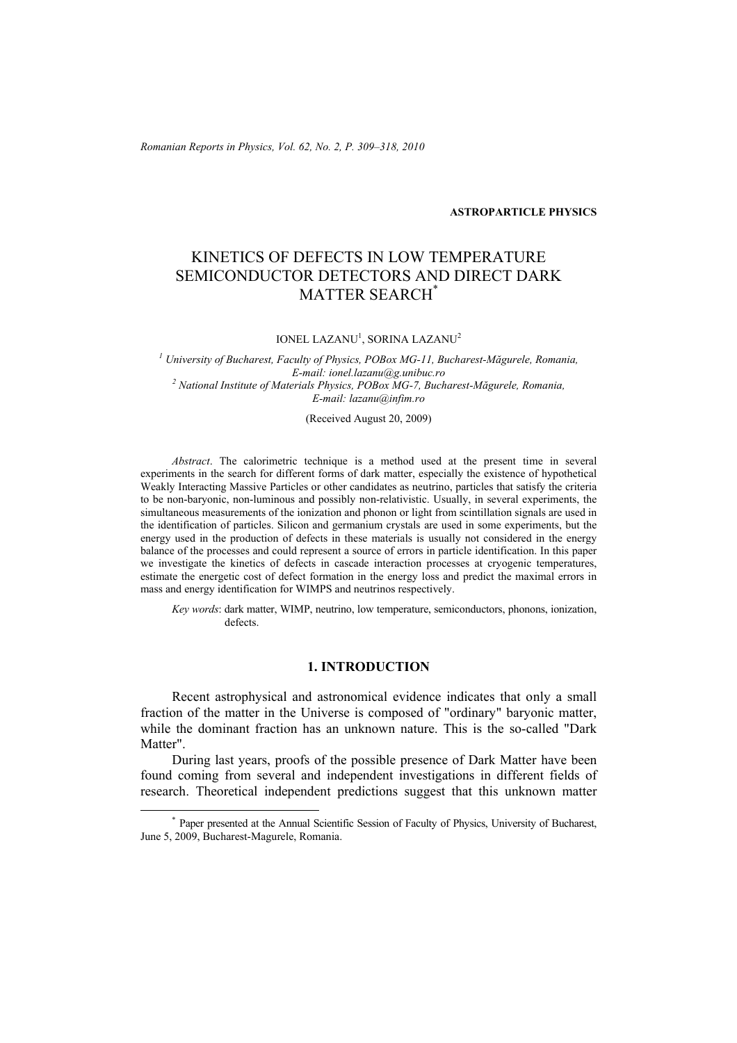**ASTROPARTICLE PHYSICS**

# KINETICS OF DEFECTS IN LOW TEMPERATURE SEMICONDUCTOR DETECTORS AND DIRECT DARK MATTER SEARCH*

IONEL LAZANU[1], SORINA LAZANU[2]

[1] *University of Bucharest, Faculty of Physics, POBox MG-11, Bucharest-Măgurele, Romania, E-mail: ionel.lazanu@g.unibuc.ro*
[2] *National Institute of Materials Physics, POBox MG-7, Bucharest-Măgurele, Romania, E-mail: lazanu@infim.ro*

(Received August 20, 2009)

*Abstract*. The calorimetric technique is a method used at the present time in several experiments in the search for different forms of dark matter, especially the existence of hypothetical Weakly Interacting Massive Particles or other candidates as neutrino, particles that satisfy the criteria to be non-baryonic, non-luminous and possibly non-relativistic. Usually, in several experiments, the simultaneous measurements of the ionization and phonon or light from scintillation signals are used in the identification of particles. Silicon and germanium crystals are used in some experiments, but the energy used in the production of defects in these materials is usually not considered in the energy balance of the processes and could represent a source of errors in particle identification. In this paper we investigate the kinetics of defects in cascade interaction processes at cryogenic temperatures, estimate the energetic cost of defect formation in the energy loss and predict the maximal errors in mass and energy identification for WIMPS and neutrinos respectively.

*Key words*: dark matter, WIMP, neutrino, low temperature, semiconductors, phonons, ionization, defects.

## 1. INTRODUCTION

Recent astrophysical and astronomical evidence indicates that only a small fraction of the matter in the Universe is composed of "ordinary" baryonic matter, while the dominant fraction has an unknown nature. This is the so-called "Dark Matter".

During last years, proofs of the possible presence of Dark Matter have been found coming from several and independent investigations in different fields of research. Theoretical independent predictions suggest that this unknown matter

---

* Paper presented at the Annual Scientific Session of Faculty of Physics, University of Bucharest, June 5, 2009, Bucharest-Magurele, Romania.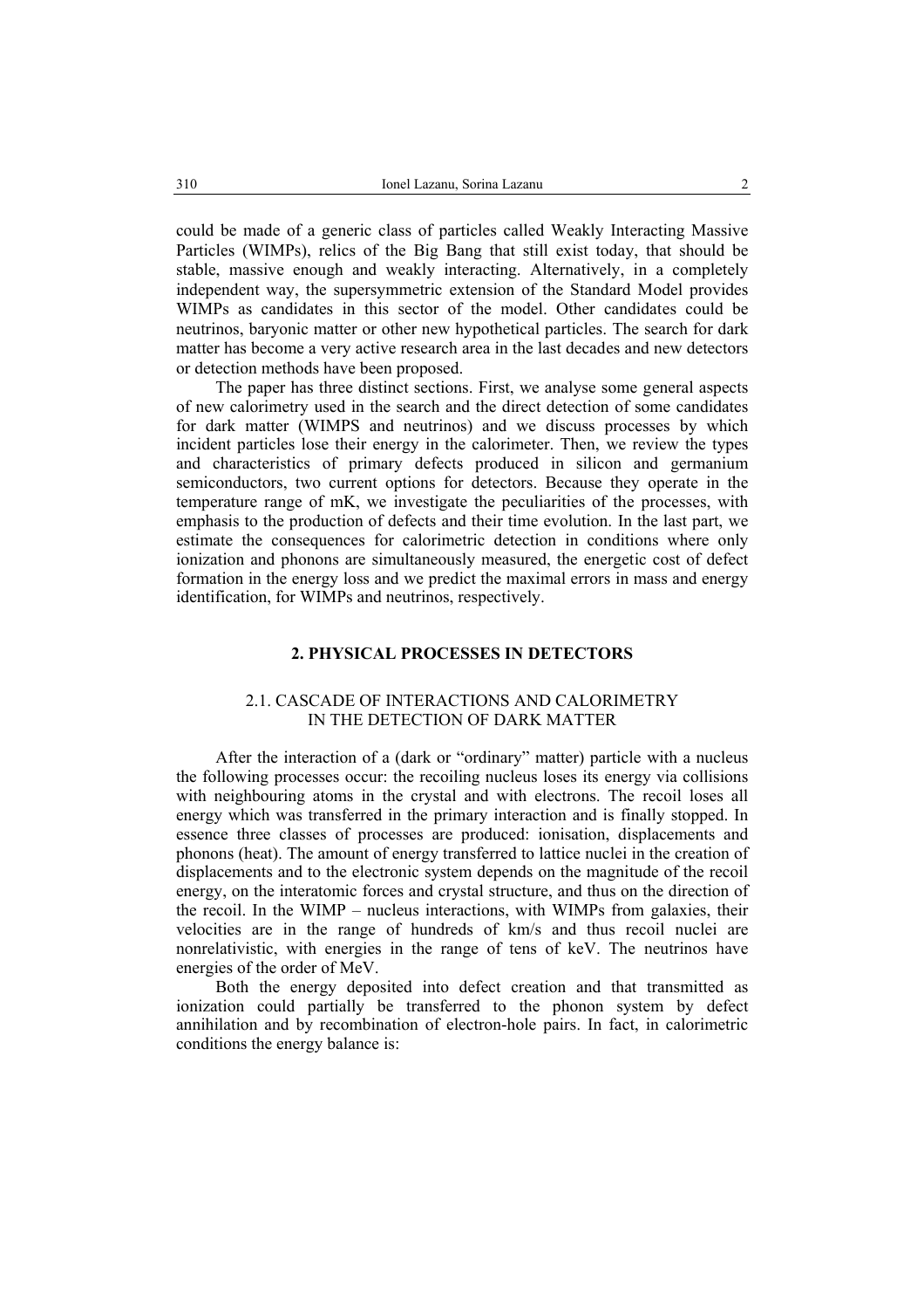could be made of a generic class of particles called Weakly Interacting Massive Particles (WIMPs), relics of the Big Bang that still exist today, that should be stable, massive enough and weakly interacting. Alternatively, in a completely independent way, the supersymmetric extension of the Standard Model provides WIMPs as candidates in this sector of the model. Other candidates could be neutrinos, baryonic matter or other new hypothetical particles. The search for dark matter has become a very active research area in the last decades and new detectors or detection methods have been proposed.

The paper has three distinct sections. First, we analyse some general aspects of new calorimetry used in the search and the direct detection of some candidates for dark matter (WIMPS and neutrinos) and we discuss processes by which incident particles lose their energy in the calorimeter. Then, we review the types and characteristics of primary defects produced in silicon and germanium semiconductors, two current options for detectors. Because they operate in the temperature range of mK, we investigate the peculiarities of the processes, with emphasis to the production of defects and their time evolution. In the last part, we estimate the consequences for calorimetric detection in conditions where only ionization and phonons are simultaneously measured, the energetic cost of defect formation in the energy loss and we predict the maximal errors in mass and energy identification, for WIMPs and neutrinos, respectively.

## 2. PHYSICAL PROCESSES IN DETECTORS

### 2.1. CASCADE OF INTERACTIONS AND CALORIMETRY IN THE DETECTION OF DARK MATTER

After the interaction of a (dark or "ordinary" matter) particle with a nucleus the following processes occur: the recoiling nucleus loses its energy via collisions with neighbouring atoms in the crystal and with electrons. The recoil loses all energy which was transferred in the primary interaction and is finally stopped. In essence three classes of processes are produced: ionisation, displacements and phonons (heat). The amount of energy transferred to lattice nuclei in the creation of displacements and to the electronic system depends on the magnitude of the recoil energy, on the interatomic forces and crystal structure, and thus on the direction of the recoil. In the WIMP – nucleus interactions, with WIMPs from galaxies, their velocities are in the range of hundreds of km/s and thus recoil nuclei are nonrelativistic, with energies in the range of tens of keV. The neutrinos have energies of the order of MeV.

Both the energy deposited into defect creation and that transmitted as ionization could partially be transferred to the phonon system by defect annihilation and by recombination of electron-hole pairs. In fact, in calorimetric conditions the energy balance is: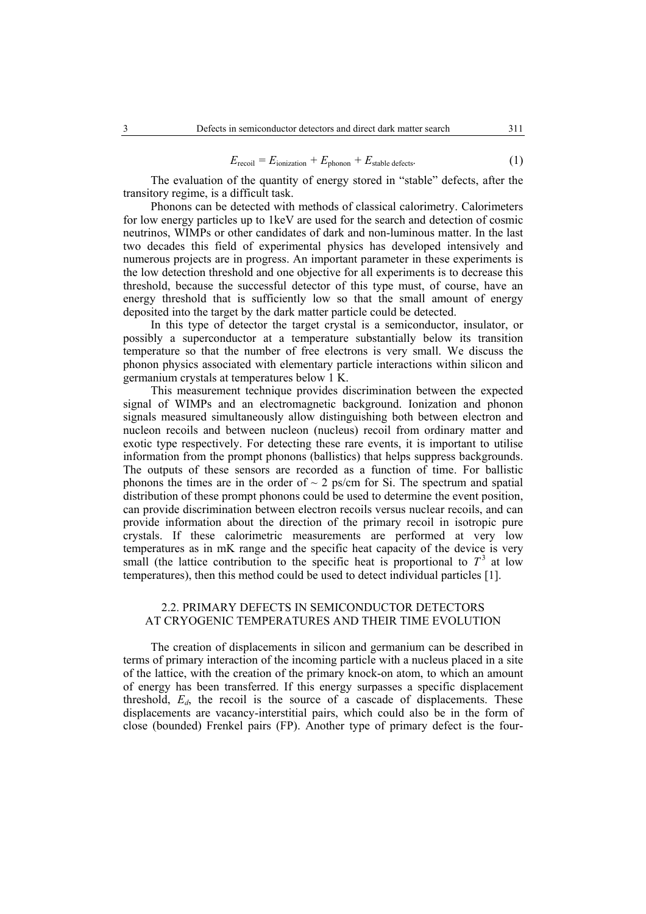$$E_{\text{recoil}} = E_{\text{ionization}} + E_{\text{phonon}} + E_{\text{stable defects}}. \quad (1)$$

The evaluation of the quantity of energy stored in "stable" defects, after the transitory regime, is a difficult task.

Phonons can be detected with methods of classical calorimetry. Calorimeters for low energy particles up to 1keV are used for the search and detection of cosmic neutrinos, WIMPs or other candidates of dark and non-luminous matter. In the last two decades this field of experimental physics has developed intensively and numerous projects are in progress. An important parameter in these experiments is the low detection threshold and one objective for all experiments is to decrease this threshold, because the successful detector of this type must, of course, have an energy threshold that is sufficiently low so that the small amount of energy deposited into the target by the dark matter particle could be detected.

In this type of detector the target crystal is a semiconductor, insulator, or possibly a superconductor at a temperature substantially below its transition temperature so that the number of free electrons is very small. We discuss the phonon physics associated with elementary particle interactions within silicon and germanium crystals at temperatures below 1 K.

This measurement technique provides discrimination between the expected signal of WIMPs and an electromagnetic background. Ionization and phonon signals measured simultaneously allow distinguishing both between electron and nucleon recoils and between nucleon (nucleus) recoil from ordinary matter and exotic type respectively. For detecting these rare events, it is important to utilise information from the prompt phonons (ballistics) that helps suppress backgrounds. The outputs of these sensors are recorded as a function of time. For ballistic phonons the times are in the order of ~ 2 ps/cm for Si. The spectrum and spatial distribution of these prompt phonons could be used to determine the event position, can provide discrimination between electron recoils versus nuclear recoils, and can provide information about the direction of the primary recoil in isotropic pure crystals. If these calorimetric measurements are performed at very low temperatures as in mK range and the specific heat capacity of the device is very small (the lattice contribution to the specific heat is proportional to $T^3$ at low temperatures), then this method could be used to detect individual particles [1].

### 2.2. PRIMARY DEFECTS IN SEMICONDUCTOR DETECTORS AT CRYOGENIC TEMPERATURES AND THEIR TIME EVOLUTION

The creation of displacements in silicon and germanium can be described in terms of primary interaction of the incoming particle with a nucleus placed in a site of the lattice, with the creation of the primary knock-on atom, to which an amount of energy has been transferred. If this energy surpasses a specific displacement threshold, $E_d$, the recoil is the source of a cascade of displacements. These displacements are vacancy-interstitial pairs, which could also be in the form of close (bounded) Frenkel pairs (FP). Another type of primary defect is the four-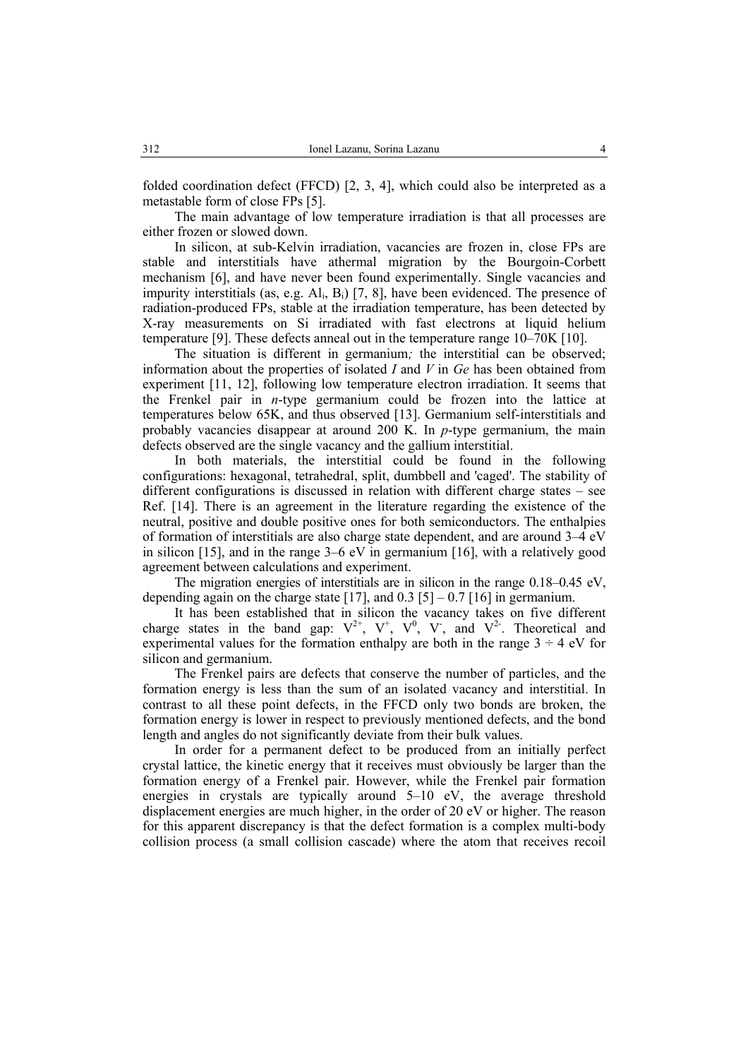folded coordination defect (FFCD) [2, 3, 4], which could also be interpreted as a metastable form of close FPs [5].

The main advantage of low temperature irradiation is that all processes are either frozen or slowed down.

In silicon, at sub-Kelvin irradiation, vacancies are frozen in, close FPs are stable and interstitials have athermal migration by the Bourgoin-Corbett mechanism [6], and have never been found experimentally. Single vacancies and impurity interstitials (as, e.g. $Al_i$, $B_i$) [7, 8], have been evidenced. The presence of radiation-produced FPs, stable at the irradiation temperature, has been detected by X-ray measurements on Si irradiated with fast electrons at liquid helium temperature [9]. These defects anneal out in the temperature range 10–70K [10].

The situation is different in germanium*;* the interstitial can be observed; information about the properties of isolated *I* and *V* in *Ge* has been obtained from experiment [11, 12], following low temperature electron irradiation. It seems that the Frenkel pair in *n*-type germanium could be frozen into the lattice at temperatures below 65K, and thus observed [13]. Germanium self-interstitials and probably vacancies disappear at around 200 K. In *p*-type germanium, the main defects observed are the single vacancy and the gallium interstitial.

In both materials, the interstitial could be found in the following configurations: hexagonal, tetrahedral, split, dumbbell and 'caged'. The stability of different configurations is discussed in relation with different charge states – see Ref. [14]. There is an agreement in the literature regarding the existence of the neutral, positive and double positive ones for both semiconductors. The enthalpies of formation of interstitials are also charge state dependent, and are around 3–4 eV in silicon [15], and in the range 3–6 eV in germanium [16], with a relatively good agreement between calculations and experiment.

The migration energies of interstitials are in silicon in the range 0.18–0.45 eV, depending again on the charge state [17], and 0.3 [5] – 0.7 [16] in germanium.

It has been established that in silicon the vacancy takes on five different charge states in the band gap: $V^{2+}$, $V^{+}$, $V^{0}$, $V^{-}$, and $V^{2-}$. Theoretical and experimental values for the formation enthalpy are both in the range $3 \div 4$ eV for silicon and germanium.

The Frenkel pairs are defects that conserve the number of particles, and the formation energy is less than the sum of an isolated vacancy and interstitial. In contrast to all these point defects, in the FFCD only two bonds are broken, the formation energy is lower in respect to previously mentioned defects, and the bond length and angles do not significantly deviate from their bulk values.

In order for a permanent defect to be produced from an initially perfect crystal lattice, the kinetic energy that it receives must obviously be larger than the formation energy of a Frenkel pair. However, while the Frenkel pair formation energies in crystals are typically around 5–10 eV, the average threshold displacement energies are much higher, in the order of 20 eV or higher. The reason for this apparent discrepancy is that the defect formation is a complex multi-body collision process (a small collision cascade) where the atom that receives recoil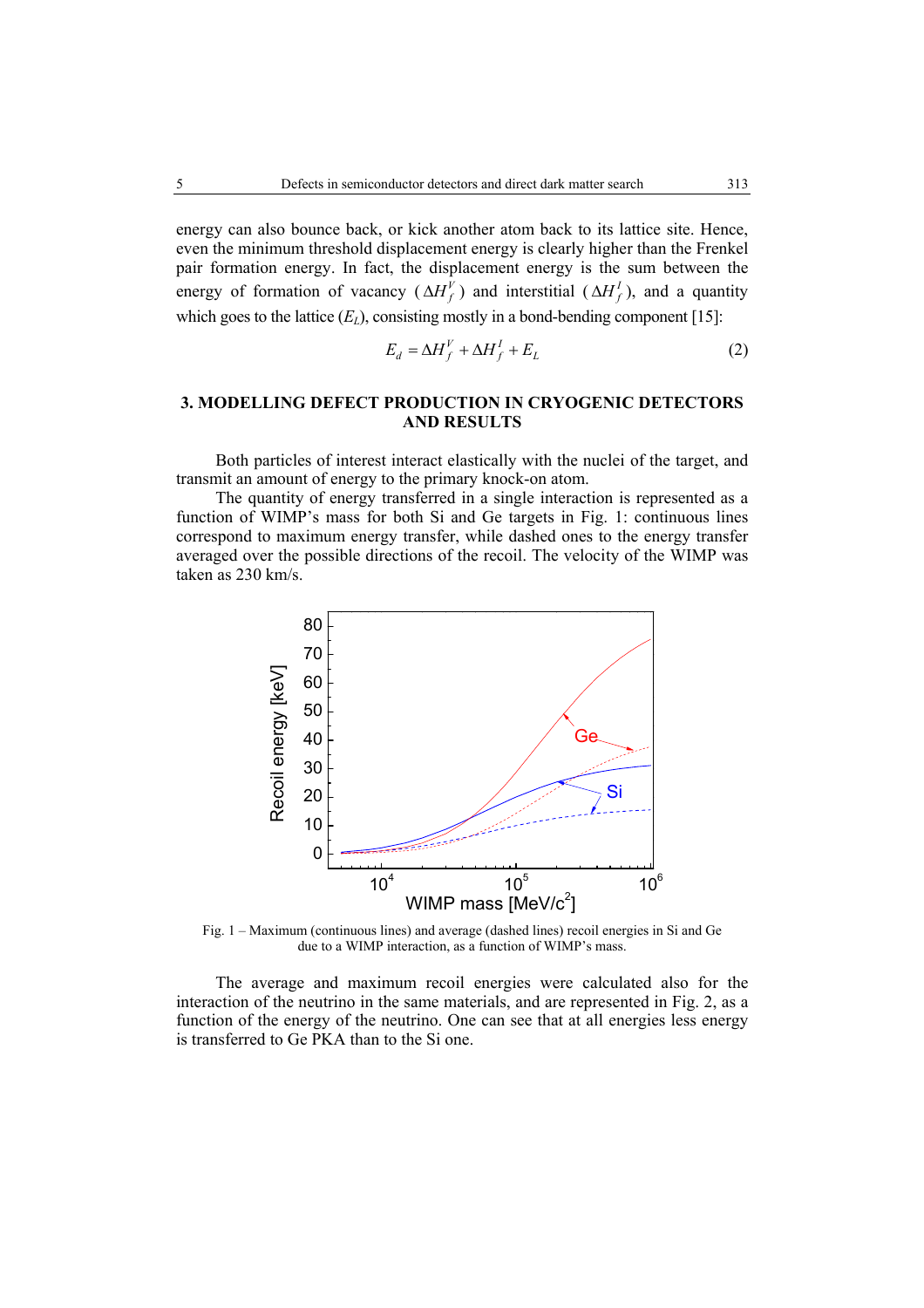energy can also bounce back, or kick another atom back to its lattice site. Hence, even the minimum threshold displacement energy is clearly higher than the Frenkel pair formation energy. In fact, the displacement energy is the sum between the energy of formation of vacancy ($\Delta H_f^V$) and interstitial ($\Delta H_f^I$), and a quantity which goes to the lattice ($E_L$), consisting mostly in a bond-bending component [15]:

$$E_d = \Delta H_f^V + \Delta H_f^I + E_L \tag{2}$$

## 3. MODELLING DEFECT PRODUCTION IN CRYOGENIC DETECTORS AND RESULTS

Both particles of interest interact elastically with the nuclei of the target, and transmit an amount of energy to the primary knock-on atom.

The quantity of energy transferred in a single interaction is represented as a function of WIMP's mass for both Si and Ge targets in Fig. 1: continuous lines correspond to maximum energy transfer, while dashed ones to the energy transfer averaged over the possible directions of the recoil. The velocity of the WIMP was taken as 230 km/s.

Fig. 1 – Maximum (continuous lines) and average (dashed lines) recoil energies in Si and Ge due to a WIMP interaction, as a function of WIMP's mass.

The average and maximum recoil energies were calculated also for the interaction of the neutrino in the same materials, and are represented in Fig. 2, as a function of the energy of the neutrino. One can see that at all energies less energy is transferred to Ge PKA than to the Si one.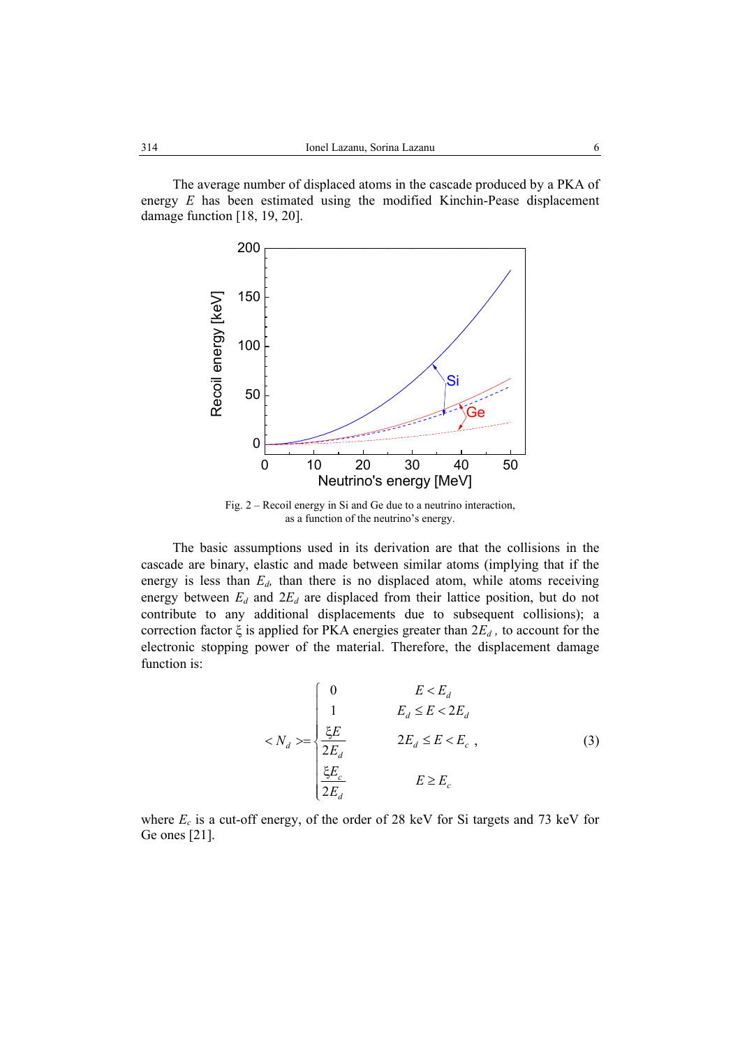The average number of displaced atoms in the cascade produced by a PKA of energy $E$ has been estimated using the modified Kinchin-Pease displacement damage function [18, 19, 20].

Fig. 2 – Recoil energy in Si and Ge due to a neutrino interaction, as a function of the neutrino's energy.

The basic assumptions used in its derivation are that the collisions in the cascade are binary, elastic and made between similar atoms (implying that if the energy is less than $E_d$, than there is no displaced atom, while atoms receiving energy between $E_d$ and $2E_d$ are displaced from their lattice position, but do not contribute to any additional displacements due to subsequent collisions); a correction factor $\xi$ is applied for PKA energies greater than $2E_d$, to account for the electronic stopping power of the material. Therefore, the displacement damage function is:

$$
\langle N_d \rangle = \begin{cases} 0 & E < E_d \\ 1 & E_d \le E < 2E_d \\ \dfrac{\xi E}{2E_d} & 2E_d \le E < E_c \\ \dfrac{\xi E_c}{2E_d} & E \ge E_c \end{cases}, \tag{3}
$$

where $E_c$ is a cut-off energy, of the order of 28 keV for Si targets and 73 keV for Ge ones [21].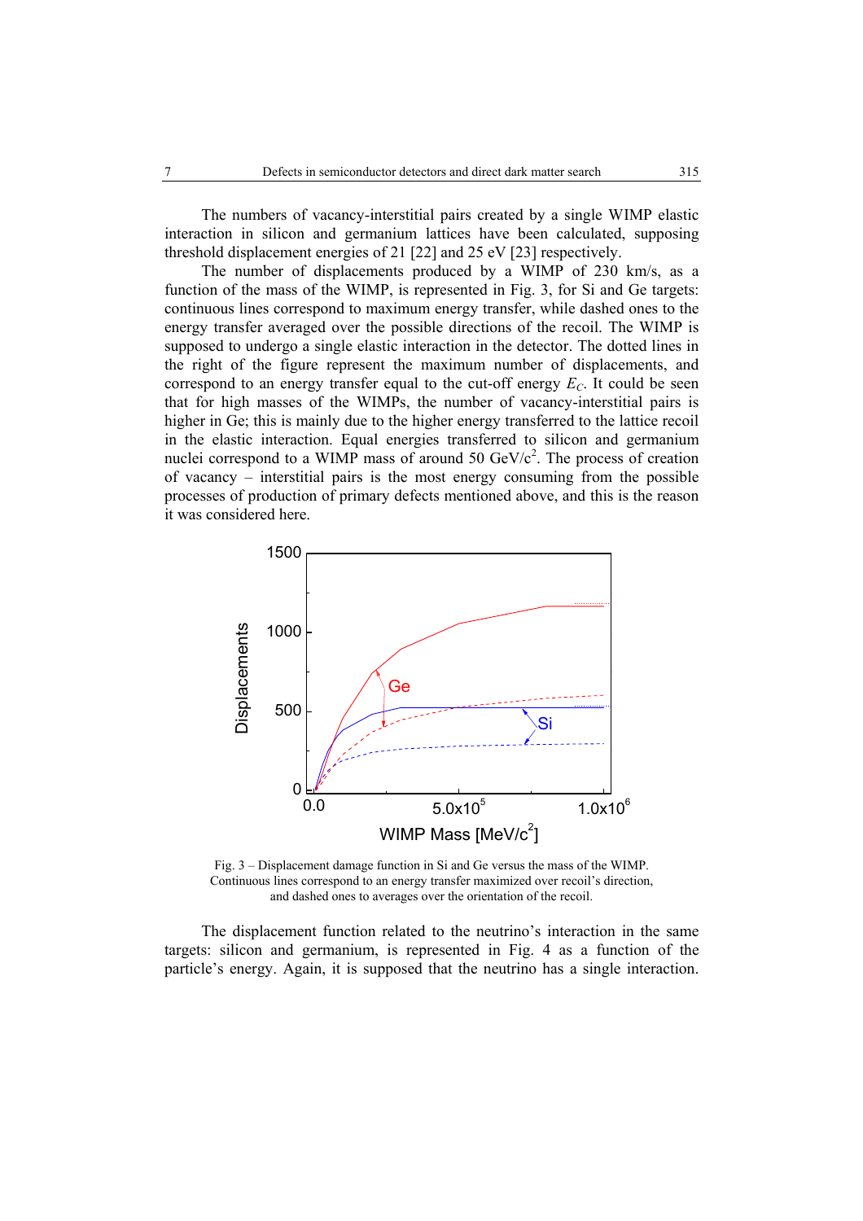The numbers of vacancy-interstitial pairs created by a single WIMP elastic interaction in silicon and germanium lattices have been calculated, supposing threshold displacement energies of 21 [22] and 25 eV [23] respectively.

The number of displacements produced by a WIMP of 230 km/s, as a function of the mass of the WIMP, is represented in Fig. 3, for Si and Ge targets: continuous lines correspond to maximum energy transfer, while dashed ones to the energy transfer averaged over the possible directions of the recoil. The WIMP is supposed to undergo a single elastic interaction in the detector. The dotted lines in the right of the figure represent the maximum number of displacements, and correspond to an energy transfer equal to the cut-off energy $E_C$. It could be seen that for high masses of the WIMPs, the number of vacancy-interstitial pairs is higher in Ge; this is mainly due to the higher energy transferred to the lattice recoil in the elastic interaction. Equal energies transferred to silicon and germanium nuclei correspond to a WIMP mass of around 50 GeV/c$^2$. The process of creation of vacancy – interstitial pairs is the most energy consuming from the possible processes of production of primary defects mentioned above, and this is the reason it was considered here.

Fig. 3 – Displacement damage function in Si and Ge versus the mass of the WIMP. Continuous lines correspond to an energy transfer maximized over recoil's direction, and dashed ones to averages over the orientation of the recoil.

The displacement function related to the neutrino's interaction in the same targets: silicon and germanium, is represented in Fig. 4 as a function of the particle's energy. Again, it is supposed that the neutrino has a single interaction.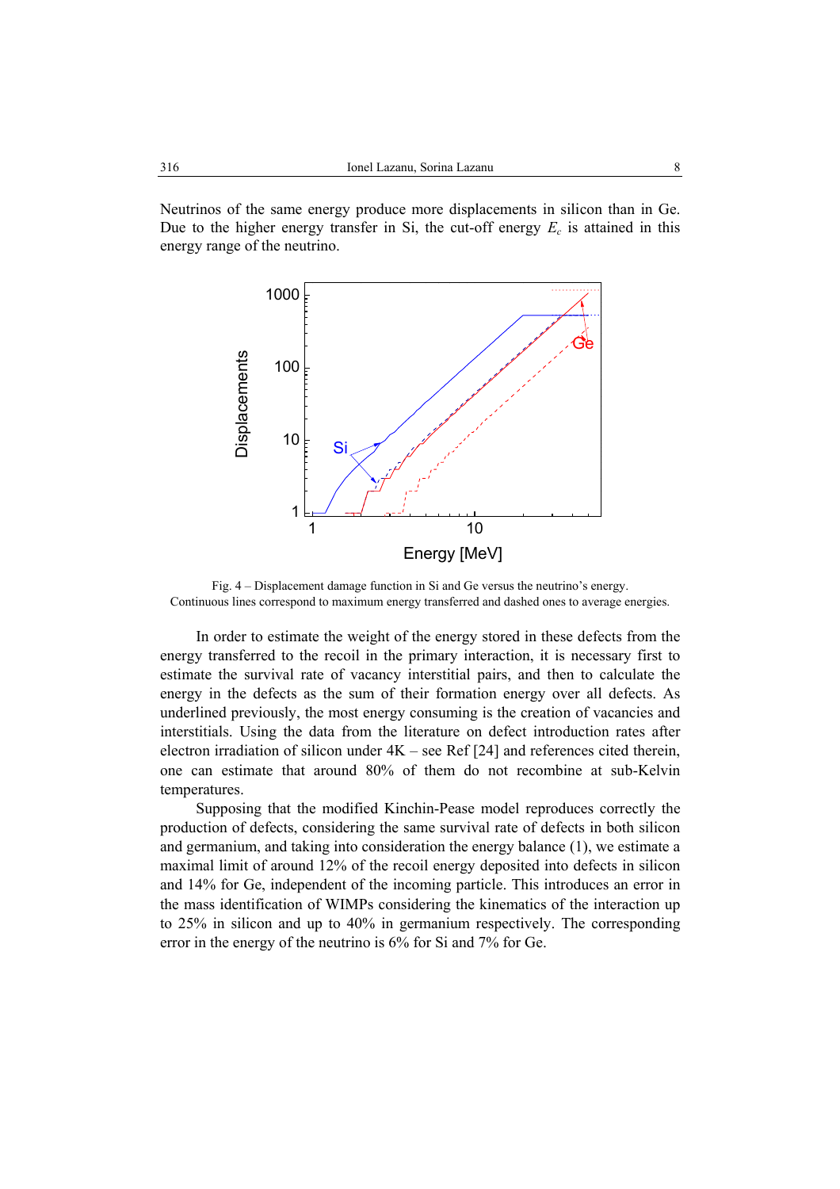Neutrinos of the same energy produce more displacements in silicon than in Ge. Due to the higher energy transfer in Si, the cut-off energy $E_c$ is attained in this energy range of the neutrino.

Fig. 4 – Displacement damage function in Si and Ge versus the neutrino's energy. Continuous lines correspond to maximum energy transferred and dashed ones to average energies.

In order to estimate the weight of the energy stored in these defects from the energy transferred to the recoil in the primary interaction, it is necessary first to estimate the survival rate of vacancy interstitial pairs, and then to calculate the energy in the defects as the sum of their formation energy over all defects. As underlined previously, the most energy consuming is the creation of vacancies and interstitials. Using the data from the literature on defect introduction rates after electron irradiation of silicon under 4K – see Ref [24] and references cited therein, one can estimate that around 80% of them do not recombine at sub-Kelvin temperatures.

Supposing that the modified Kinchin-Pease model reproduces correctly the production of defects, considering the same survival rate of defects in both silicon and germanium, and taking into consideration the energy balance (1), we estimate a maximal limit of around 12% of the recoil energy deposited into defects in silicon and 14% for Ge, independent of the incoming particle. This introduces an error in the mass identification of WIMPs considering the kinematics of the interaction up to 25% in silicon and up to 40% in germanium respectively. The corresponding error in the energy of the neutrino is 6% for Si and 7% for Ge.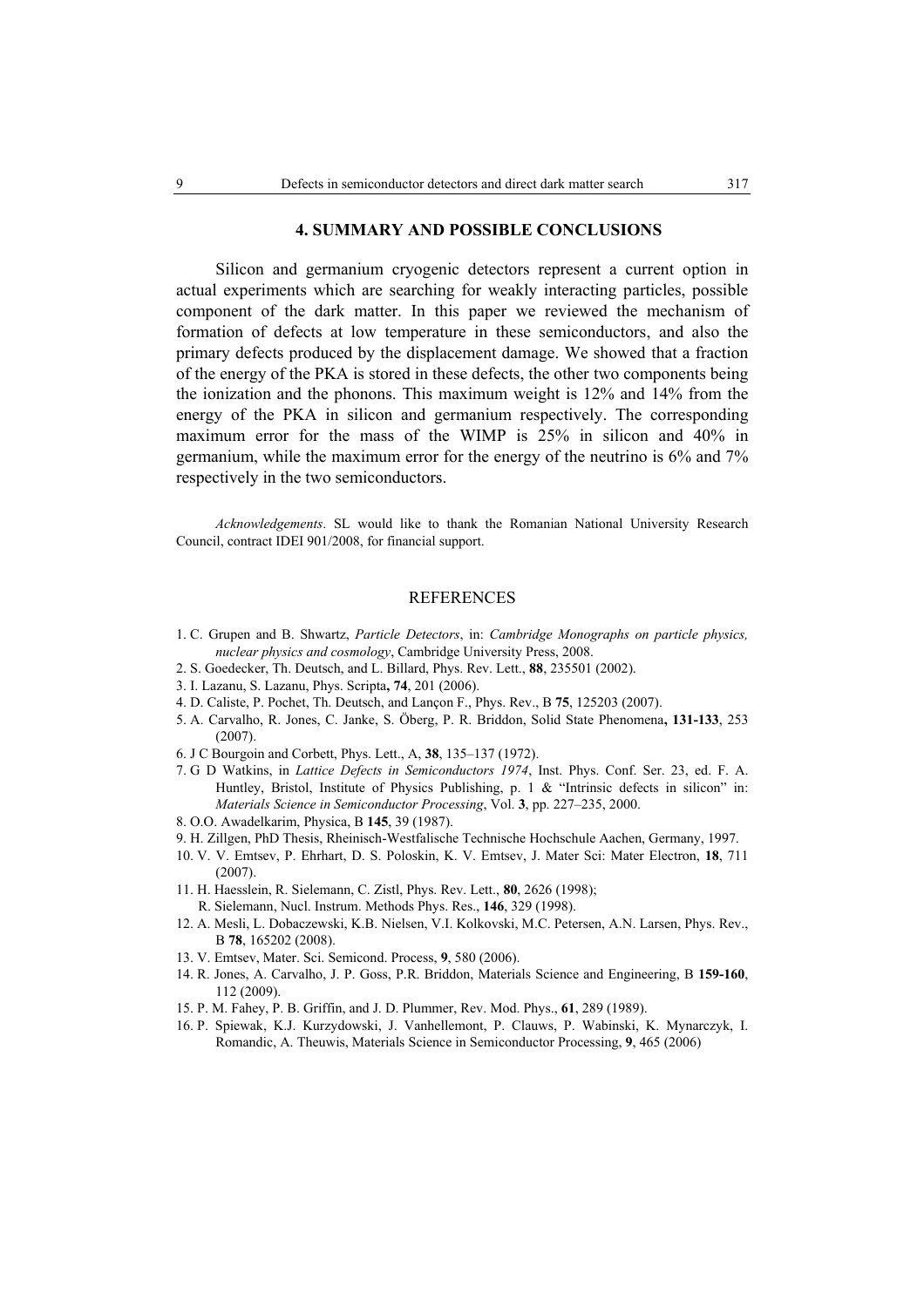## 4. SUMMARY AND POSSIBLE CONCLUSIONS

Silicon and germanium cryogenic detectors represent a current option in actual experiments which are searching for weakly interacting particles, possible component of the dark matter. In this paper we reviewed the mechanism of formation of defects at low temperature in these semiconductors, and also the primary defects produced by the displacement damage. We showed that a fraction of the energy of the PKA is stored in these defects, the other two components being the ionization and the phonons. This maximum weight is 12% and 14% from the energy of the PKA in silicon and germanium respectively. The corresponding maximum error for the mass of the WIMP is 25% in silicon and 40% in germanium, while the maximum error for the energy of the neutrino is 6% and 7% respectively in the two semiconductors.

*Acknowledgements*. SL would like to thank the Romanian National University Research Council, contract IDEI 901/2008, for financial support.

## REFERENCES

1. C. Grupen and B. Shwartz, *Particle Detectors*, in: *Cambridge Monographs on particle physics, nuclear physics and cosmology*, Cambridge University Press, 2008.
2. S. Goedecker, Th. Deutsch, and L. Billard, Phys. Rev. Lett., **88**, 235501 (2002).
3. I. Lazanu, S. Lazanu, Phys. Scripta**, 74**, 201 (2006).
4. D. Caliste, P. Pochet, Th. Deutsch, and Lançon F., Phys. Rev., B **75**, 125203 (2007).
5. A. Carvalho, R. Jones, C. Janke, S. Öberg, P. R. Briddon, Solid State Phenomena**, 131-133**, 253 (2007).
6. J C Bourgoin and Corbett, Phys. Lett., A, **38**, 135–137 (1972).
7. G D Watkins, in *Lattice Defects in Semiconductors 1974*, Inst. Phys. Conf. Ser. 23, ed. F. A. Huntley, Bristol, Institute of Physics Publishing, p. 1 & "Intrinsic defects in silicon" in: *Materials Science in Semiconductor Processing*, Vol. **3**, pp. 227–235, 2000.
8. O.O. Awadelkarim, Physica, B **145**, 39 (1987).
9. H. Zillgen, PhD Thesis, Rheinisch-Westfalische Technische Hochschule Aachen, Germany, 1997.
10. V. V. Emtsev, P. Ehrhart, D. S. Poloskin, K. V. Emtsev, J. Mater Sci: Mater Electron, **18**, 711 (2007).
11. H. Haesslein, R. Sielemann, C. Zistl, Phys. Rev. Lett., **80**, 2626 (1998);
    R. Sielemann, Nucl. Instrum. Methods Phys. Res., **146**, 329 (1998).
12. A. Mesli, L. Dobaczewski, K.B. Nielsen, V.I. Kolkovski, M.C. Petersen, A.N. Larsen, Phys. Rev., B **78**, 165202 (2008).
13. V. Emtsev, Mater. Sci. Semicond. Process, **9**, 580 (2006).
14. R. Jones, A. Carvalho, J. P. Goss, P.R. Briddon, Materials Science and Engineering, B **159-160**, 112 (2009).
15. P. M. Fahey, P. B. Griffin, and J. D. Plummer, Rev. Mod. Phys., **61**, 289 (1989).
16. P. Spiewak, K.J. Kurzydowski, J. Vanhellemont, P. Clauws, P. Wabinski, K. Mynarczyk, I. Romandic, A. Theuwis, Materials Science in Semiconductor Processing, **9**, 465 (2006)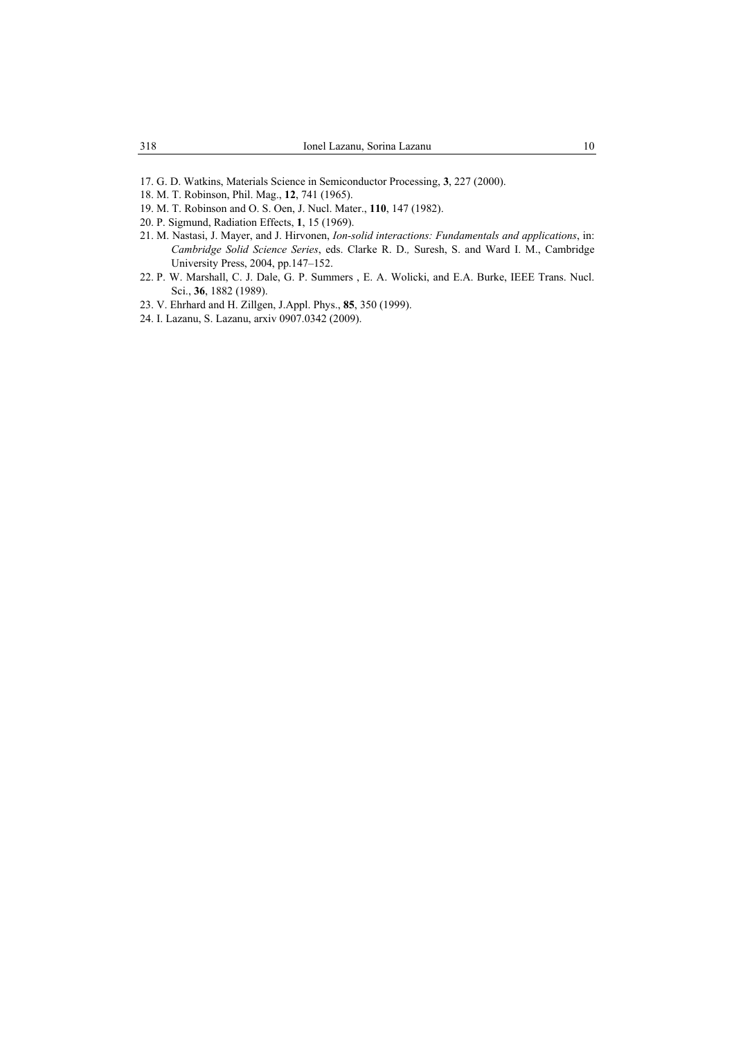17. G. D. Watkins, Materials Science in Semiconductor Processing, **3**, 227 (2000).
18. M. T. Robinson, Phil. Mag., **12**, 741 (1965).
19. M. T. Robinson and O. S. Oen, J. Nucl. Mater., **110**, 147 (1982).
20. P. Sigmund, Radiation Effects, **1**, 15 (1969).
21. M. Nastasi, J. Mayer, and J. Hirvonen, *Ion-solid interactions: Fundamentals and applications*, in: *Cambridge Solid Science Series*, eds. Clarke R. D., Suresh, S. and Ward I. M., Cambridge University Press, 2004, pp.147–152.
22. P. W. Marshall, C. J. Dale, G. P. Summers , E. A. Wolicki, and E.A. Burke, IEEE Trans. Nucl. Sci., **36**, 1882 (1989).
23. V. Ehrhard and H. Zillgen, J.Appl. Phys., **85**, 350 (1999).
24. I. Lazanu, S. Lazanu, arxiv 0907.0342 (2009).